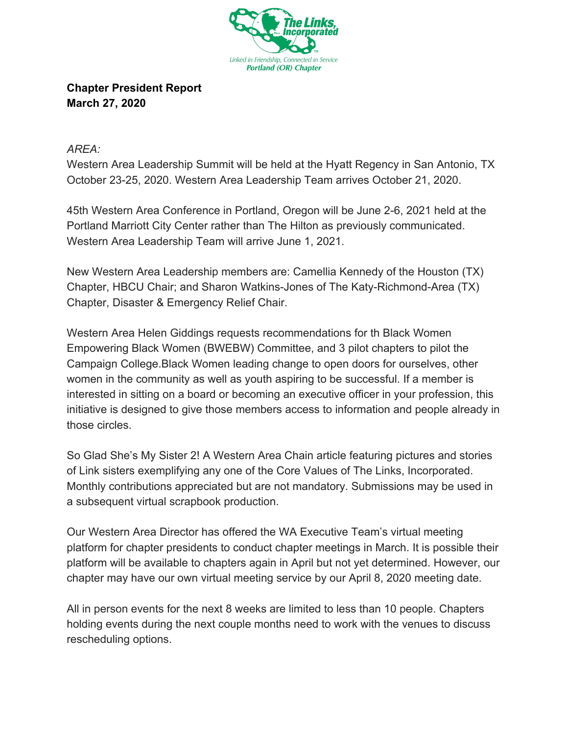The Links, Incorporated

Linked in Friendship, Connected in Service
Portland (OR) Chapter

**Chapter President Report**
**March 27, 2020**

*AREA:*

Western Area Leadership Summit will be held at the Hyatt Regency in San Antonio, TX October 23-25, 2020. Western Area Leadership Team arrives October 21, 2020.

45th Western Area Conference in Portland, Oregon will be June 2-6, 2021 held at the Portland Marriott City Center rather than The Hilton as previously communicated. Western Area Leadership Team will arrive June 1, 2021.

New Western Area Leadership members are: Camellia Kennedy of the Houston (TX) Chapter, HBCU Chair; and Sharon Watkins-Jones of The Katy-Richmond-Area (TX) Chapter, Disaster & Emergency Relief Chair.

Western Area Helen Giddings requests recommendations for th Black Women Empowering Black Women (BWEBW) Committee, and 3 pilot chapters to pilot the Campaign College.Black Women leading change to open doors for ourselves, other women in the community as well as youth aspiring to be successful. If a member is interested in sitting on a board or becoming an executive officer in your profession, this initiative is designed to give those members access to information and people already in those circles.

So Glad She's My Sister 2! A Western Area Chain article featuring pictures and stories of Link sisters exemplifying any one of the Core Values of The Links, Incorporated. Monthly contributions appreciated but are not mandatory. Submissions may be used in a subsequent virtual scrapbook production.

Our Western Area Director has offered the WA Executive Team's virtual meeting platform for chapter presidents to conduct chapter meetings in March. It is possible their platform will be available to chapters again in April but not yet determined. However, our chapter may have our own virtual meeting service by our April 8, 2020 meeting date.

All in person events for the next 8 weeks are limited to less than 10 people. Chapters holding events during the next couple months need to work with the venues to discuss rescheduling options.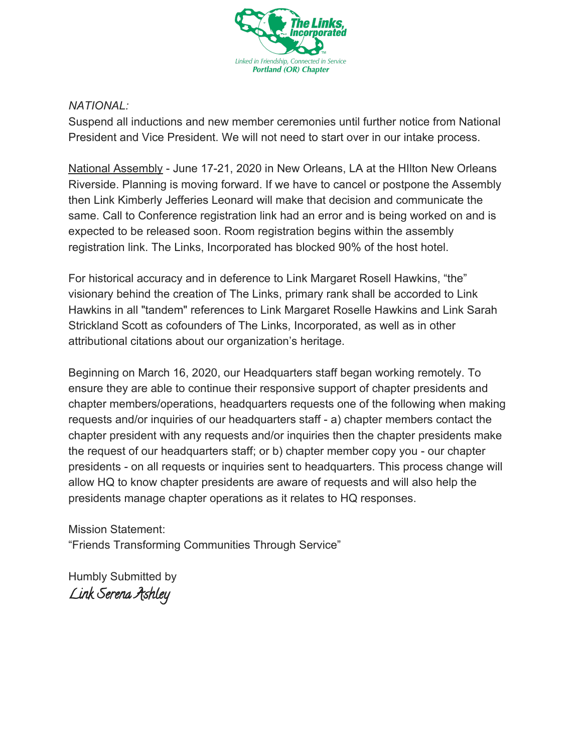*NATIONAL:*

Suspend all inductions and new member ceremonies until further notice from National President and Vice President. We will not need to start over in our intake process.

National Assembly - June 17-21, 2020 in New Orleans, LA at the HIlton New Orleans Riverside. Planning is moving forward. If we have to cancel or postpone the Assembly then Link Kimberly Jefferies Leonard will make that decision and communicate the same. Call to Conference registration link had an error and is being worked on and is expected to be released soon. Room registration begins within the assembly registration link. The Links, Incorporated has blocked 90% of the host hotel.

For historical accuracy and in deference to Link Margaret Rosell Hawkins, "the" visionary behind the creation of The Links, primary rank shall be accorded to Link Hawkins in all "tandem" references to Link Margaret Roselle Hawkins and Link Sarah Strickland Scott as cofounders of The Links, Incorporated, as well as in other attributional citations about our organization's heritage.

Beginning on March 16, 2020, our Headquarters staff began working remotely. To ensure they are able to continue their responsive support of chapter presidents and chapter members/operations, headquarters requests one of the following when making requests and/or inquiries of our headquarters staff - a) chapter members contact the chapter president with any requests and/or inquiries then the chapter presidents make the request of our headquarters staff; or b) chapter member copy you - our chapter presidents - on all requests or inquiries sent to headquarters. This process change will allow HQ to know chapter presidents are aware of requests and will also help the presidents manage chapter operations as it relates to HQ responses.

Mission Statement:
"Friends Transforming Communities Through Service"

Humbly Submitted by
*Link Serena Ashley*